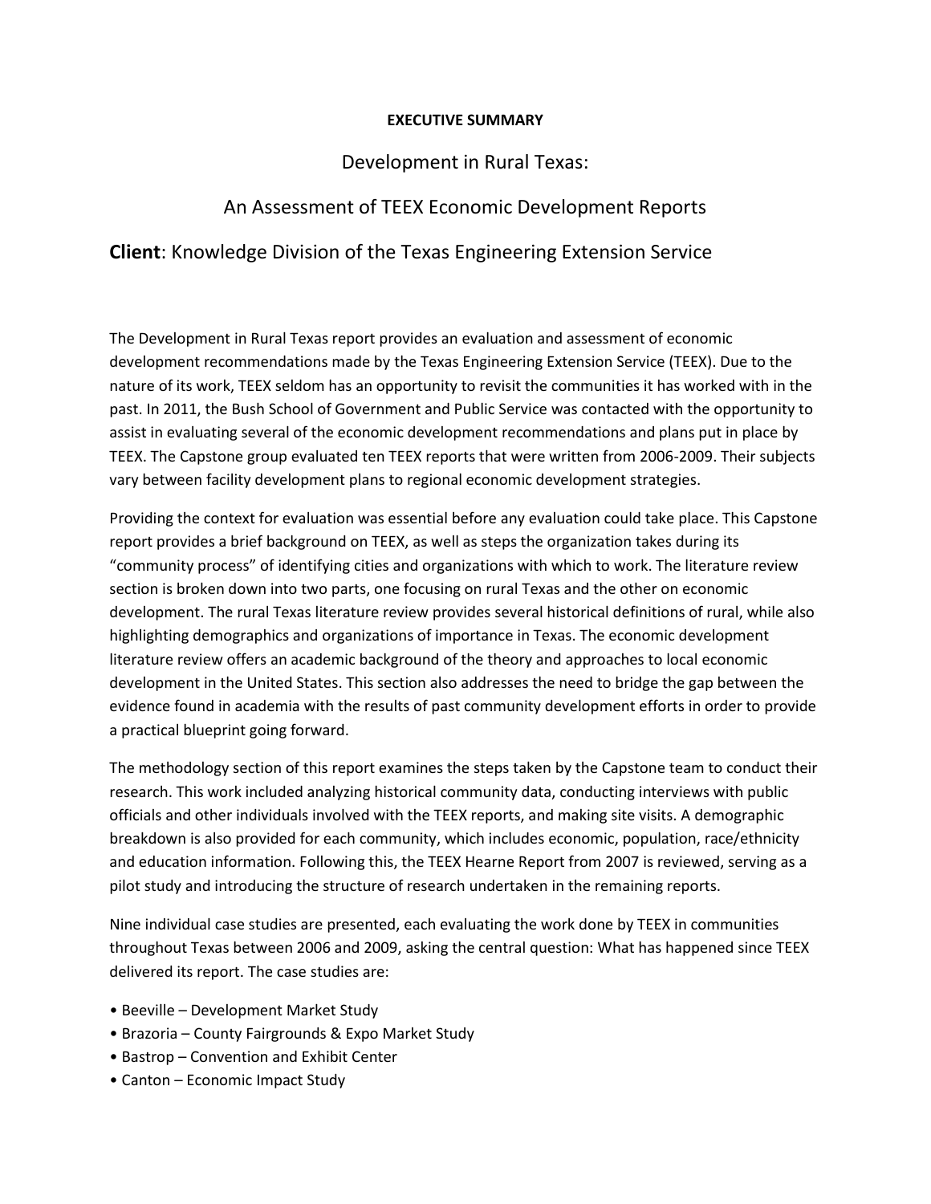**EXECUTIVE SUMMARY**

# Development in Rural Texas:

## An Assessment of TEEX Economic Development Reports

**Client**: Knowledge Division of the Texas Engineering Extension Service

The Development in Rural Texas report provides an evaluation and assessment of economic development recommendations made by the Texas Engineering Extension Service (TEEX). Due to the nature of its work, TEEX seldom has an opportunity to revisit the communities it has worked with in the past. In 2011, the Bush School of Government and Public Service was contacted with the opportunity to assist in evaluating several of the economic development recommendations and plans put in place by TEEX. The Capstone group evaluated ten TEEX reports that were written from 2006-2009. Their subjects vary between facility development plans to regional economic development strategies.

Providing the context for evaluation was essential before any evaluation could take place. This Capstone report provides a brief background on TEEX, as well as steps the organization takes during its "community process" of identifying cities and organizations with which to work. The literature review section is broken down into two parts, one focusing on rural Texas and the other on economic development. The rural Texas literature review provides several historical definitions of rural, while also highlighting demographics and organizations of importance in Texas. The economic development literature review offers an academic background of the theory and approaches to local economic development in the United States. This section also addresses the need to bridge the gap between the evidence found in academia with the results of past community development efforts in order to provide a practical blueprint going forward.

The methodology section of this report examines the steps taken by the Capstone team to conduct their research. This work included analyzing historical community data, conducting interviews with public officials and other individuals involved with the TEEX reports, and making site visits. A demographic breakdown is also provided for each community, which includes economic, population, race/ethnicity and education information. Following this, the TEEX Hearne Report from 2007 is reviewed, serving as a pilot study and introducing the structure of research undertaken in the remaining reports.

Nine individual case studies are presented, each evaluating the work done by TEEX in communities throughout Texas between 2006 and 2009, asking the central question: What has happened since TEEX delivered its report. The case studies are:

- Beeville – Development Market Study
- Brazoria – County Fairgrounds & Expo Market Study
- Bastrop – Convention and Exhibit Center
- Canton – Economic Impact Study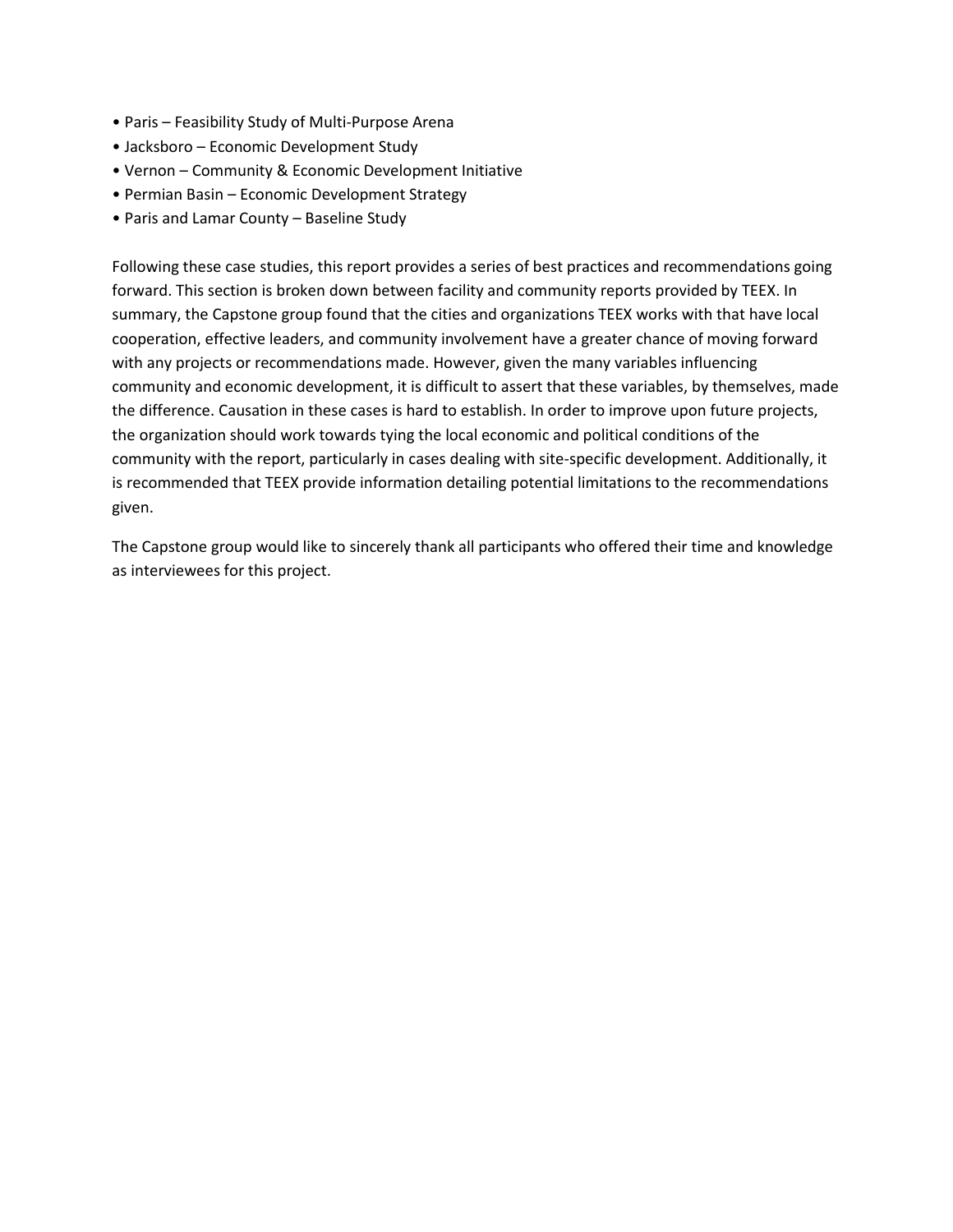- Paris – Feasibility Study of Multi-Purpose Arena
- Jacksboro – Economic Development Study
- Vernon – Community & Economic Development Initiative
- Permian Basin – Economic Development Strategy
- Paris and Lamar County – Baseline Study

Following these case studies, this report provides a series of best practices and recommendations going forward. This section is broken down between facility and community reports provided by TEEX. In summary, the Capstone group found that the cities and organizations TEEX works with that have local cooperation, effective leaders, and community involvement have a greater chance of moving forward with any projects or recommendations made. However, given the many variables influencing community and economic development, it is difficult to assert that these variables, by themselves, made the difference. Causation in these cases is hard to establish. In order to improve upon future projects, the organization should work towards tying the local economic and political conditions of the community with the report, particularly in cases dealing with site-specific development. Additionally, it is recommended that TEEX provide information detailing potential limitations to the recommendations given.

The Capstone group would like to sincerely thank all participants who offered their time and knowledge as interviewees for this project.